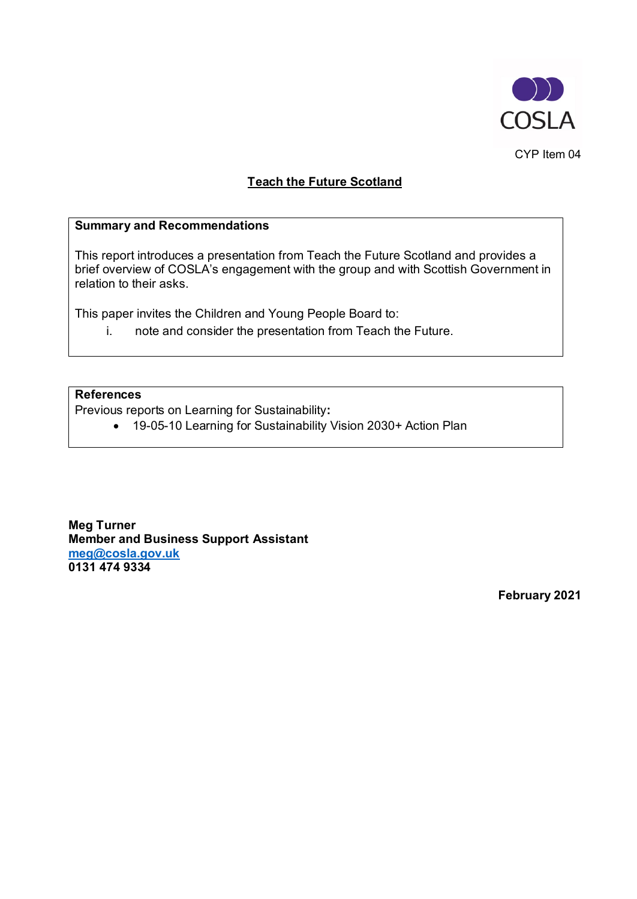COSLA

CYP Item 04

# Teach the Future Scotland

**Summary and Recommendations**

This report introduces a presentation from Teach the Future Scotland and provides a brief overview of COSLA's engagement with the group and with Scottish Government in relation to their asks.

This paper invites the Children and Young People Board to:

i. note and consider the presentation from Teach the Future.

**References**

Previous reports on Learning for Sustainability**:**

- 19-05-10 Learning for Sustainability Vision 2030+ Action Plan

**Meg Turner**
**Member and Business Support Assistant**
**meg@cosla.gov.uk**
**0131 474 9334**

**February 2021**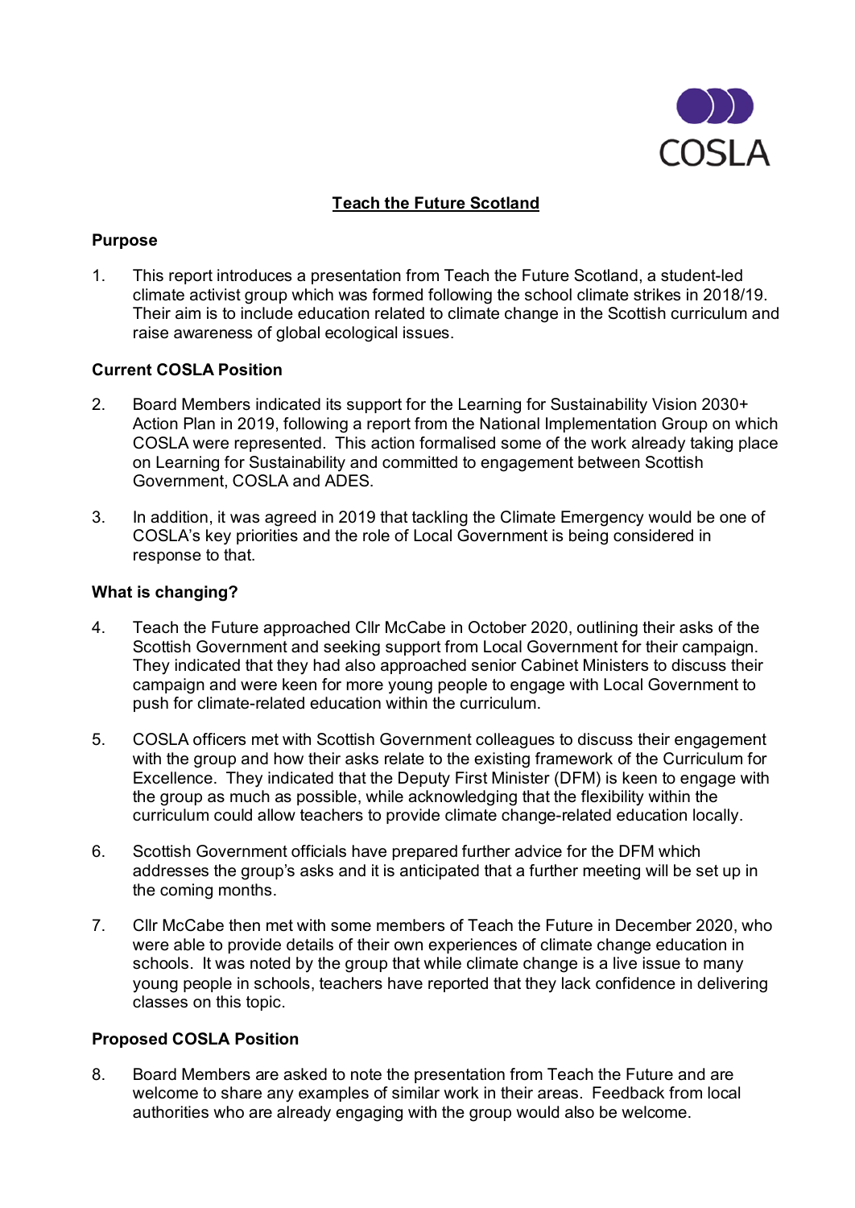# Teach the Future Scotland

## Purpose

1. This report introduces a presentation from Teach the Future Scotland, a student-led climate activist group which was formed following the school climate strikes in 2018/19. Their aim is to include education related to climate change in the Scottish curriculum and raise awareness of global ecological issues.

## Current COSLA Position

2. Board Members indicated its support for the Learning for Sustainability Vision 2030+ Action Plan in 2019, following a report from the National Implementation Group on which COSLA were represented. This action formalised some of the work already taking place on Learning for Sustainability and committed to engagement between Scottish Government, COSLA and ADES.

3. In addition, it was agreed in 2019 that tackling the Climate Emergency would be one of COSLA's key priorities and the role of Local Government is being considered in response to that.

## What is changing?

4. Teach the Future approached Cllr McCabe in October 2020, outlining their asks of the Scottish Government and seeking support from Local Government for their campaign. They indicated that they had also approached senior Cabinet Ministers to discuss their campaign and were keen for more young people to engage with Local Government to push for climate-related education within the curriculum.

5. COSLA officers met with Scottish Government colleagues to discuss their engagement with the group and how their asks relate to the existing framework of the Curriculum for Excellence. They indicated that the Deputy First Minister (DFM) is keen to engage with the group as much as possible, while acknowledging that the flexibility within the curriculum could allow teachers to provide climate change-related education locally.

6. Scottish Government officials have prepared further advice for the DFM which addresses the group's asks and it is anticipated that a further meeting will be set up in the coming months.

7. Cllr McCabe then met with some members of Teach the Future in December 2020, who were able to provide details of their own experiences of climate change education in schools. It was noted by the group that while climate change is a live issue to many young people in schools, teachers have reported that they lack confidence in delivering classes on this topic.

## Proposed COSLA Position

8. Board Members are asked to note the presentation from Teach the Future and are welcome to share any examples of similar work in their areas. Feedback from local authorities who are already engaging with the group would also be welcome.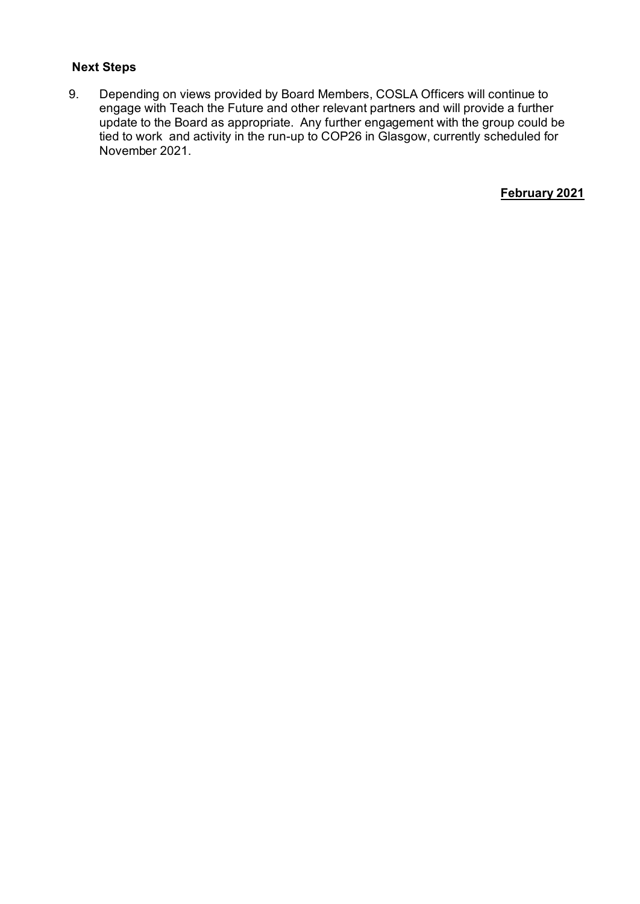**Next Steps**

9. Depending on views provided by Board Members, COSLA Officers will continue to engage with Teach the Future and other relevant partners and will provide a further update to the Board as appropriate. Any further engagement with the group could be tied to work and activity in the run-up to COP26 in Glasgow, currently scheduled for November 2021.

**February 2021**